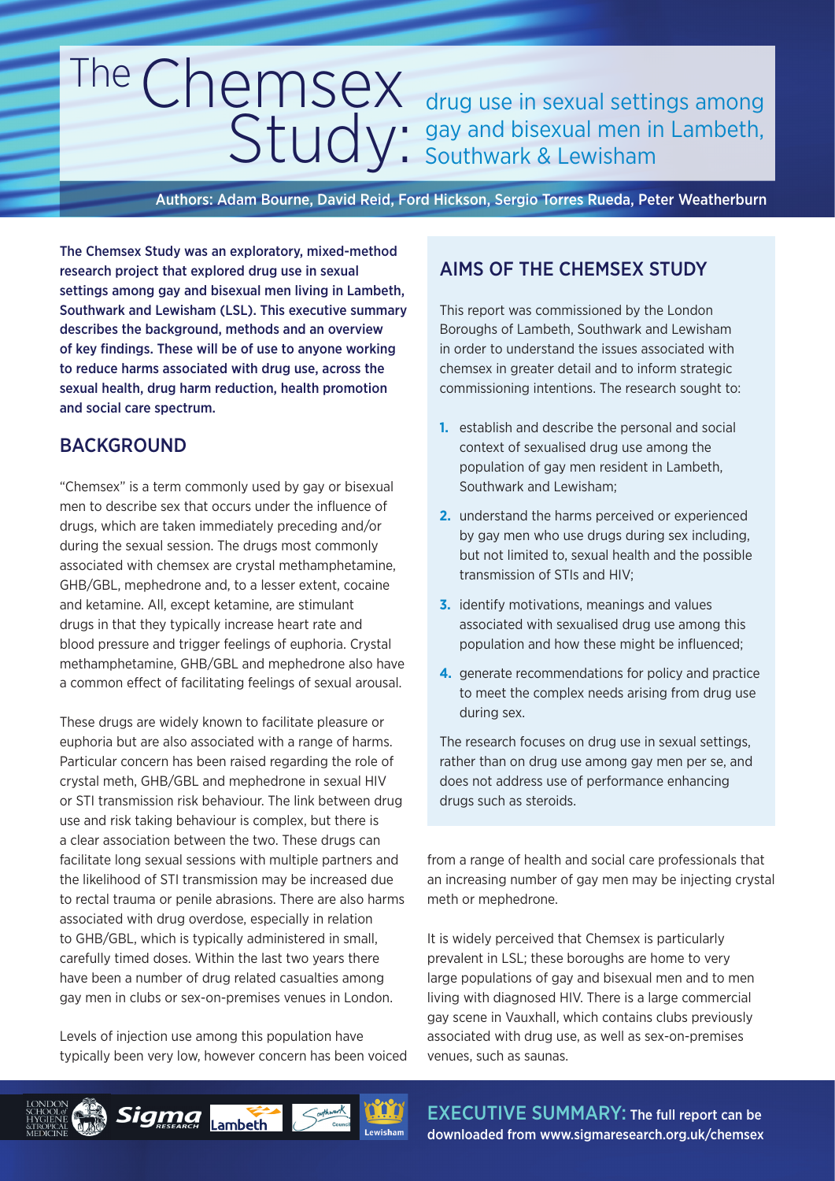# The Chemsex Study: drug use in sexual settings among gay and bisexual men in Lambeth, Southwark & Lewisham

Authors: Adam Bourne, David Reid, Ford Hickson, Sergio Torres Rueda, Peter Weatherburn

**The Chemsex Study was an exploratory, mixed-method research project that explored drug use in sexual settings among gay and bisexual men living in Lambeth, Southwark and Lewisham (LSL). This executive summary describes the background, methods and an overview of key findings. These will be of use to anyone working to reduce harms associated with drug use, across the sexual health, drug harm reduction, health promotion and social care spectrum.**

## BACKGROUND

"Chemsex" is a term commonly used by gay or bisexual men to describe sex that occurs under the influence of drugs, which are taken immediately preceding and/or during the sexual session. The drugs most commonly associated with chemsex are crystal methamphetamine, GHB/GBL, mephedrone and, to a lesser extent, cocaine and ketamine. All, except ketamine, are stimulant drugs in that they typically increase heart rate and blood pressure and trigger feelings of euphoria. Crystal methamphetamine, GHB/GBL and mephedrone also have a common effect of facilitating feelings of sexual arousal.

These drugs are widely known to facilitate pleasure or euphoria but are also associated with a range of harms. Particular concern has been raised regarding the role of crystal meth, GHB/GBL and mephedrone in sexual HIV or STI transmission risk behaviour. The link between drug use and risk taking behaviour is complex, but there is a clear association between the two. These drugs can facilitate long sexual sessions with multiple partners and the likelihood of STI transmission may be increased due to rectal trauma or penile abrasions. There are also harms associated with drug overdose, especially in relation to GHB/GBL, which is typically administered in small, carefully timed doses. Within the last two years there have been a number of drug related casualties among gay men in clubs or sex-on-premises venues in London.

Levels of injection use among this population have typically been very low, however concern has been voiced from a range of health and social care professionals that an increasing number of gay men may be injecting crystal meth or mephedrone.

It is widely perceived that Chemsex is particularly prevalent in LSL; these boroughs are home to very large populations of gay and bisexual men and to men living with diagnosed HIV. There is a large commercial gay scene in Vauxhall, which contains clubs previously associated with drug use, as well as sex-on-premises venues, such as saunas.

## AIMS OF THE CHEMSEX STUDY

This report was commissioned by the London Boroughs of Lambeth, Southwark and Lewisham in order to understand the issues associated with chemsex in greater detail and to inform strategic commissioning intentions. The research sought to:

1. establish and describe the personal and social context of sexualised drug use among the population of gay men resident in Lambeth, Southwark and Lewisham;
2. understand the harms perceived or experienced by gay men who use drugs during sex including, but not limited to, sexual health and the possible transmission of STIs and HIV;
3. identify motivations, meanings and values associated with sexualised drug use among this population and how these might be influenced;
4. generate recommendations for policy and practice to meet the complex needs arising from drug use during sex.

The research focuses on drug use in sexual settings, rather than on drug use among gay men per se, and does not address use of performance enhancing drugs such as steroids.

EXECUTIVE SUMMARY: The full report can be downloaded from www.sigmaresearch.org.uk/chemsex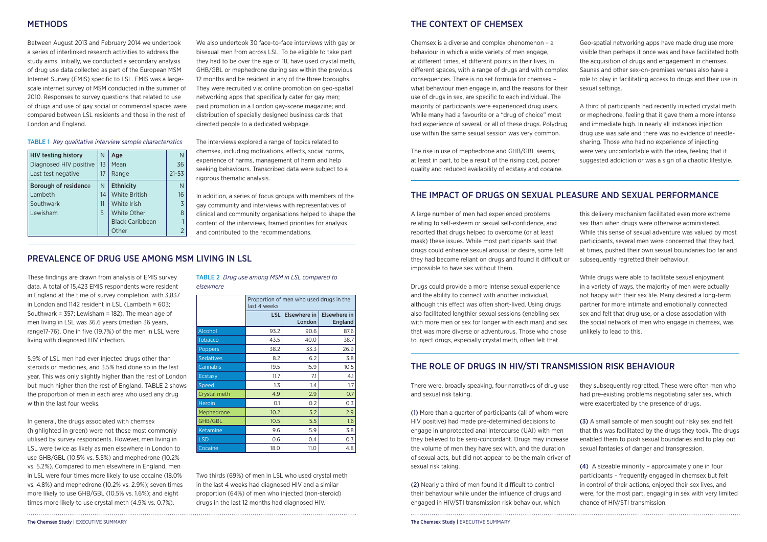## METHODS

Between August 2013 and February 2014 we undertook a series of interlinked research activities to address the study aims. Initially, we conducted a secondary analysis of drug use data collected as part of the European MSM Internet Survey (EMIS) specific to LSL. EMIS was a large-scale internet survey of MSM conducted in the summer of 2010. Responses to survey questions that related to use of drugs and use of gay social or commercial spaces were compared between LSL residents and those in the rest of London and England.

TABLE 1 *Key qualitative interview sample characteristics*

| HIV testing history | N | Age | N |
|---|---|---|---|
| Diagnosed HIV positive | 13 | Mean | 36 |
| Last test negative | 17 | Range | 21-53 |
| **Borough of residence** | **N** | **Ethnicity** | **N** |
| Lambeth | 14 | White British | 16 |
| Southwark | 11 | White Irish | 3 |
| Lewisham | 5 | White Other | 8 |
| | | Black Caribbean | 1 |
| | | Other | 2 |

We also undertook 30 face-to-face interviews with gay or bisexual men from across LSL. To be eligible to take part they had to be over the age of 18, have used crystal meth, GHB/GBL or mephedrone during sex within the previous 12 months and be resident in any of the three boroughs. They were recruited via: online promotion on geo-spatial networking apps that specifically cater for gay men; paid promotion in a London gay-scene magazine; and distribution of specially designed business cards that directed people to a dedicated webpage.

The interviews explored a range of topics related to chemsex, including motivations, effects, social norms, experience of harms, management of harm and help seeking behaviours. Transcribed data were subject to a rigorous thematic analysis.

In addition, a series of focus groups with members of the gay community and interviews with representatives of clinical and community organisations helped to shape the content of the interviews, framed priorities for analysis and contributed to the recommendations.

## PREVALENCE OF DRUG USE AMONG MSM LIVING IN LSL

These findings are drawn from analysis of EMIS survey data. A total of 15,423 EMIS respondents were resident in England at the time of survey completion, with 3,837 in London and 1142 resident in LSL (Lambeth = 603; Southwark = 357; Lewisham = 182). The mean age of men living in LSL was 36.6 years (median 36 years, range17-76). One in five (19.7%) of the men in LSL were living with diagnosed HIV infection.

5.9% of LSL men had ever injected drugs other than steroids or medicines, and 3.5% had done so in the last year. This was only slightly higher than the rest of London but much higher than the rest of England. TABLE 2 shows the proportion of men in each area who used any drug within the last four weeks.

In general, the drugs associated with chemsex (highlighted in green) were not those most commonly utilised by survey respondents. However, men living in LSL were twice as likely as men elsewhere in London to use GHB/GBL (10.5% vs. 5.5%) and mephedrone (10.2% vs. 5.2%). Compared to men elsewhere in England, men in LSL were four times more likely to use cocaine (18.0% vs. 4.8%) and mephedrone (10.2% vs. 2.9%); seven times more likely to use GHB/GBL (10.5% vs. 1.6%); and eight times more likely to use crystal meth (4.9% vs. 0.7%).

TABLE 2 *Drug use among MSM in LSL compared to elsewhere*

| | Proportion of men who used drugs in the last 4 weeks | | |
|---|---|---|---|
| | LSL | Elsewhere in London | Elsewhere in England |
| Alcohol | 93.2 | 90.6 | 87.6 |
| Tobacco | 43.5 | 40.0 | 38.7 |
| Poppers | 38.2 | 33.3 | 26.9 |
| Sedatives | 8.2 | 6.2 | 3.8 |
| Cannabis | 19.5 | 15.9 | 10.5 |
| Ecstasy | 11.7 | 7.1 | 4.1 |
| Speed | 1.3 | 1.4 | 1.7 |
| Crystal meth | 4.9 | 2.9 | 0.7 |
| Heroin | 0.1 | 0.2 | 0.3 |
| Mephedrone | 10.2 | 5.2 | 2.9 |
| GHB/GBL | 10.5 | 5.5 | 1.6 |
| Ketamine | 9.6 | 5.9 | 3.8 |
| LSD | 0.6 | 0.4 | 0.3 |
| Cocaine | 18.0 | 11.0 | 4.8 |

Two thirds (69%) of men in LSL who used crystal meth in the last 4 weeks had diagnosed HIV and a similar proportion (64%) of men who injected (non-steroid) drugs in the last 12 months had diagnosed HIV.

## THE CONTEXT OF CHEMSEX

Chemsex is a diverse and complex phenomenon – a behaviour in which a wide variety of men engage, at different times, at different points in their lives, in different spaces, with a range of drugs and with complex consequences. There is no set formula for chemsex – what behaviour men engage in, and the reasons for their use of drugs in sex, are specific to each individual. The majority of participants were experienced drug users. While many had a favourite or a "drug of choice" most had experience of several, or all of these drugs. Polydrug use within the same sexual session was very common.

The rise in use of mephedrone and GHB/GBL seems, at least in part, to be a result of the rising cost, poorer quality and reduced availability of ecstasy and cocaine.

Geo-spatial networking apps have made drug use more visible than perhaps it once was and have facilitated both the acquisition of drugs and engagement in chemsex. Saunas and other sex-on-premises venues also have a role to play in facilitating access to drugs and their use in sexual settings.

A third of participants had recently injected crystal meth or mephedrone, feeling that it gave them a more intense and immediate high. In nearly all instances injection drug use was safe and there was no evidence of needle-sharing. Those who had no experience of injecting were very uncomfortable with the idea, feeling that it suggested addiction or was a sign of a chaotic lifestyle.

## THE IMPACT OF DRUGS ON SEXUAL PLEASURE AND SEXUAL PERFORMANCE

A large number of men had experienced problems relating to self-esteem or sexual self-confidence, and reported that drugs helped to overcome (or at least mask) these issues. While most participants said that drugs could enhance sexual arousal or desire, some felt they had become reliant on drugs and found it difficult or impossible to have sex without them.

Drugs could provide a more intense sexual experience and the ability to connect with another individual, although this effect was often short-lived. Using drugs also facilitated lengthier sexual sessions (enabling sex with more men or sex for longer with each man) and sex that was more diverse or adventurous. Those who chose to inject drugs, especially crystal meth, often felt that this delivery mechanism facilitated even more extreme sex than when drugs were otherwise administered. While this sense of sexual adventure was valued by most participants, several men were concerned that they had, at times, pushed their own sexual boundaries too far and subsequently regretted their behaviour.

While drugs were able to facilitate sexual enjoyment in a variety of ways, the majority of men were actually not happy with their sex life. Many desired a long-term partner for more intimate and emotionally connected sex and felt that drug use, or a close association with the social network of men who engage in chemsex, was unlikely to lead to this.

## THE ROLE OF DRUGS IN HIV/STI TRANSMISSION RISK BEHAVIOUR

There were, broadly speaking, four narratives of drug use and sexual risk taking.

**(1)** More than a quarter of participants (all of whom were HIV positive) had made pre-determined decisions to engage in unprotected anal intercourse (UAI) with men they believed to be sero-concordant. Drugs may increase the volume of men they have sex with, and the duration of sexual acts, but did not appear to be the main driver of sexual risk taking.

**(2)** Nearly a third of men found it difficult to control their behaviour while under the influence of drugs and engaged in HIV/STI transmission risk behaviour, which they subsequently regretted. These were often men who had pre-existing problems negotiating safer sex, which were exacerbated by the presence of drugs.

**(3)** A small sample of men sought out risky sex and felt that this was facilitated by the drugs they took. The drugs enabled them to push sexual boundaries and to play out sexual fantasies of danger and transgression.

**(4)** A sizeable minority – approximately one in four participants – frequently engaged in chemsex but felt in control of their actions, enjoyed their sex lives, and were, for the most part, engaging in sex with very limited chance of HIV/STI transmission.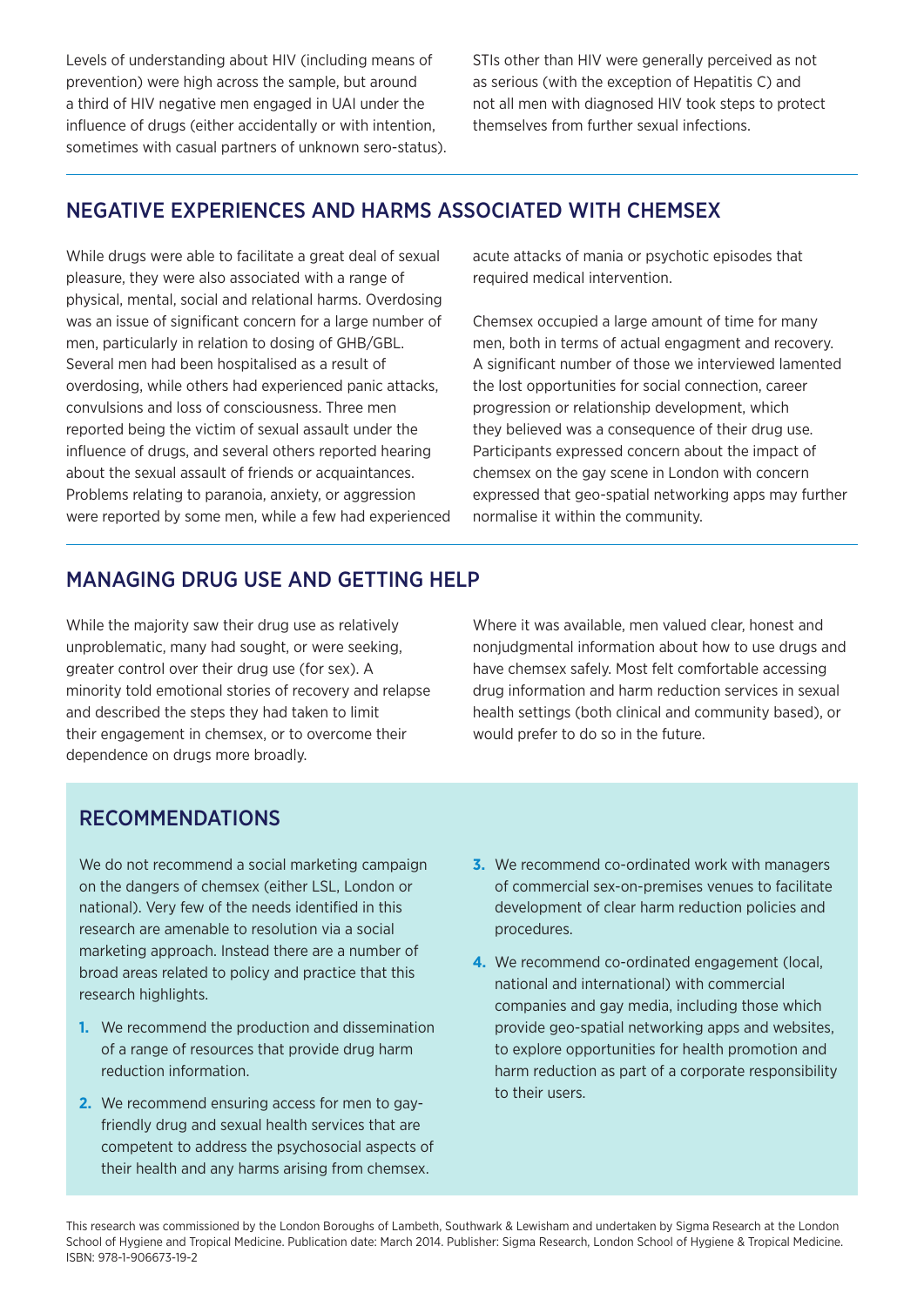Levels of understanding about HIV (including means of prevention) were high across the sample, but around a third of HIV negative men engaged in UAI under the influence of drugs (either accidentally or with intention, sometimes with casual partners of unknown sero-status).

STIs other than HIV were generally perceived as not as serious (with the exception of Hepatitis C) and not all men with diagnosed HIV took steps to protect themselves from further sexual infections.

## NEGATIVE EXPERIENCES AND HARMS ASSOCIATED WITH CHEMSEX

While drugs were able to facilitate a great deal of sexual pleasure, they were also associated with a range of physical, mental, social and relational harms. Overdosing was an issue of significant concern for a large number of men, particularly in relation to dosing of GHB/GBL. Several men had been hospitalised as a result of overdosing, while others had experienced panic attacks, convulsions and loss of consciousness. Three men reported being the victim of sexual assault under the influence of drugs, and several others reported hearing about the sexual assault of friends or acquaintances. Problems relating to paranoia, anxiety, or aggression were reported by some men, while a few had experienced acute attacks of mania or psychotic episodes that required medical intervention.

Chemsex occupied a large amount of time for many men, both in terms of actual engagment and recovery. A significant number of those we interviewed lamented the lost opportunities for social connection, career progression or relationship development, which they believed was a consequence of their drug use. Participants expressed concern about the impact of chemsex on the gay scene in London with concern expressed that geo-spatial networking apps may further normalise it within the community.

## MANAGING DRUG USE AND GETTING HELP

While the majority saw their drug use as relatively unproblematic, many had sought, or were seeking, greater control over their drug use (for sex). A minority told emotional stories of recovery and relapse and described the steps they had taken to limit their engagement in chemsex, or to overcome their dependence on drugs more broadly.

Where it was available, men valued clear, honest and nonjudgmental information about how to use drugs and have chemsex safely. Most felt comfortable accessing drug information and harm reduction services in sexual health settings (both clinical and community based), or would prefer to do so in the future.

## RECOMMENDATIONS

We do not recommend a social marketing campaign on the dangers of chemsex (either LSL, London or national). Very few of the needs identified in this research are amenable to resolution via a social marketing approach. Instead there are a number of broad areas related to policy and practice that this research highlights.

1. We recommend the production and dissemination of a range of resources that provide drug harm reduction information.
2. We recommend ensuring access for men to gay-friendly drug and sexual health services that are competent to address the psychosocial aspects of their health and any harms arising from chemsex.
3. We recommend co-ordinated work with managers of commercial sex-on-premises venues to facilitate development of clear harm reduction policies and procedures.
4. We recommend co-ordinated engagement (local, national and international) with commercial companies and gay media, including those which provide geo-spatial networking apps and websites, to explore opportunities for health promotion and harm reduction as part of a corporate responsibility to their users.

This research was commissioned by the London Boroughs of Lambeth, Southwark & Lewisham and undertaken by Sigma Research at the London School of Hygiene and Tropical Medicine. Publication date: March 2014. Publisher: Sigma Research, London School of Hygiene & Tropical Medicine. ISBN: 978-1-906673-19-2